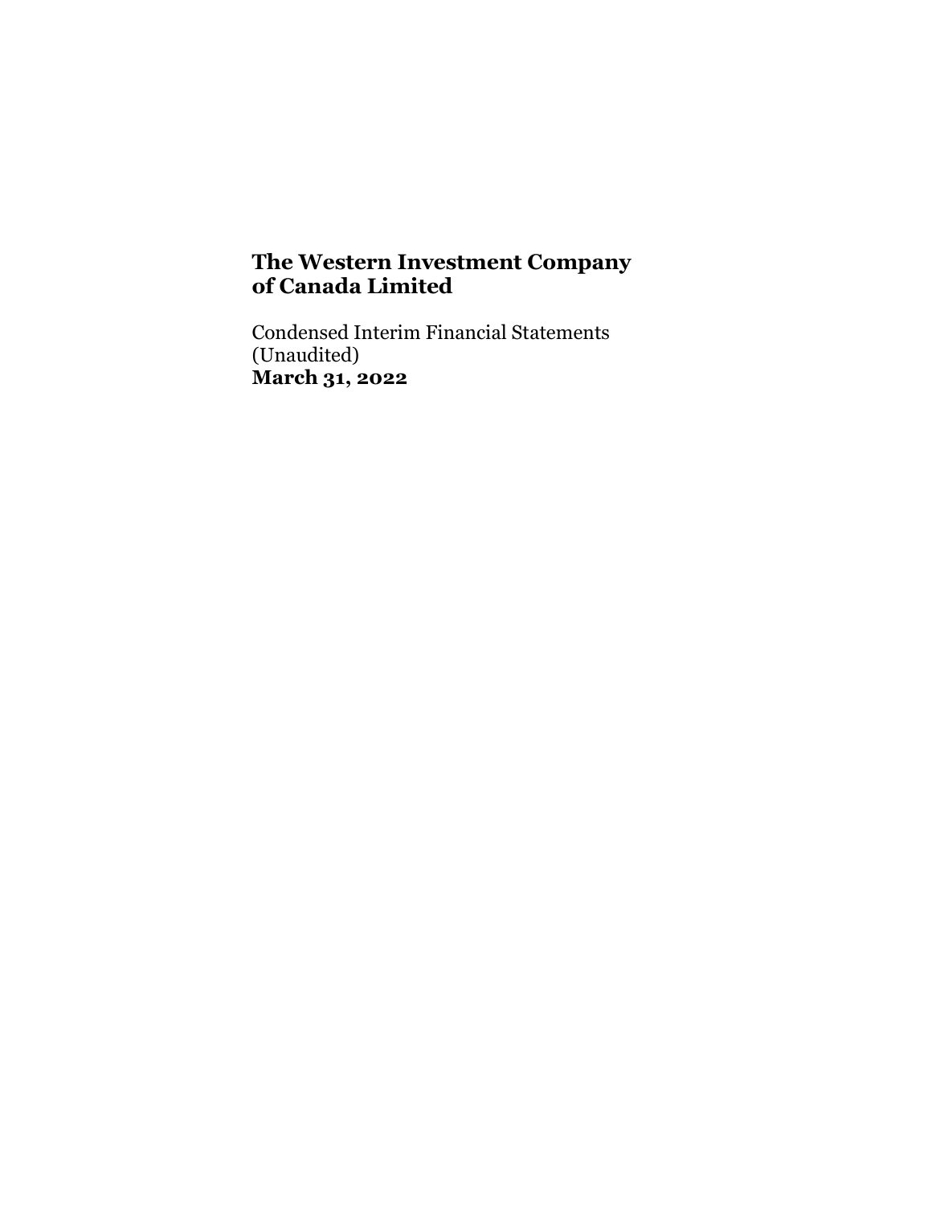# The Western Investment Company of Canada Limited

Condensed Interim Financial Statements
(Unaudited)
**March 31, 2022**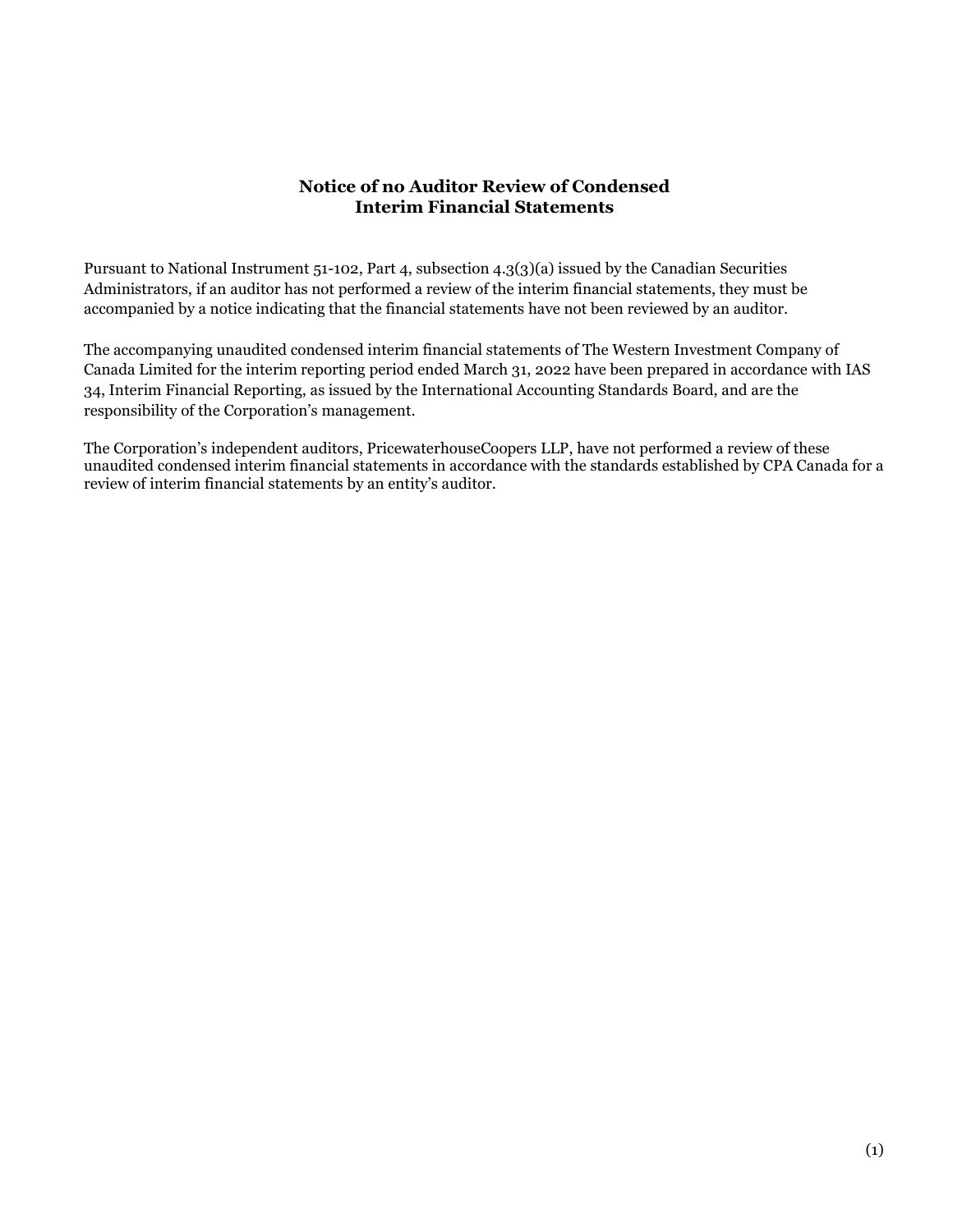# Notice of no Auditor Review of Condensed Interim Financial Statements

Pursuant to National Instrument 51-102, Part 4, subsection 4.3(3)(a) issued by the Canadian Securities Administrators, if an auditor has not performed a review of the interim financial statements, they must be accompanied by a notice indicating that the financial statements have not been reviewed by an auditor.

The accompanying unaudited condensed interim financial statements of The Western Investment Company of Canada Limited for the interim reporting period ended March 31, 2022 have been prepared in accordance with IAS 34, Interim Financial Reporting, as issued by the International Accounting Standards Board, and are the responsibility of the Corporation's management.

The Corporation's independent auditors, PricewaterhouseCoopers LLP, have not performed a review of these unaudited condensed interim financial statements in accordance with the standards established by CPA Canada for a review of interim financial statements by an entity's auditor.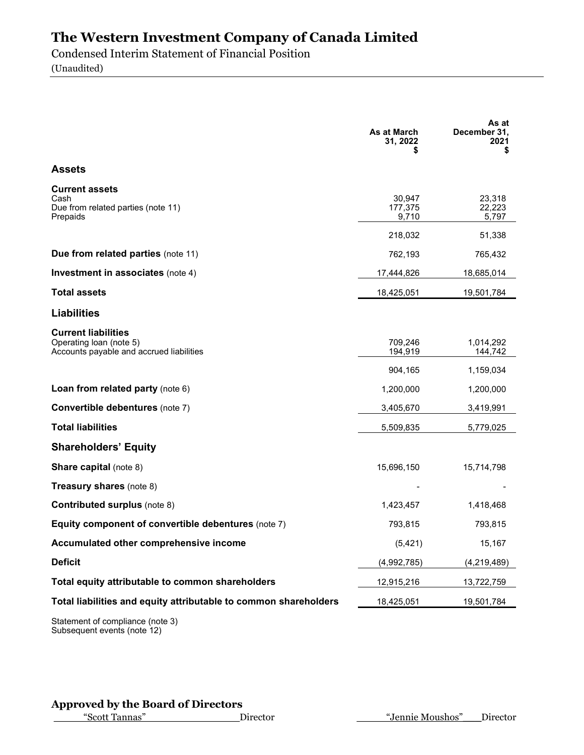# The Western Investment Company of Canada Limited

Condensed Interim Statement of Financial Position

(Unaudited)

| | As at March 31, 2022 $ | As at December 31, 2021 $ |
|---|---|---|
| **Assets** | | |
| **Current assets** | | |
| Cash | 30,947 | 23,318 |
| Due from related parties (note 11) | 177,375 | 22,223 |
| Prepaids | 9,710 | 5,797 |
| | 218,032 | 51,338 |
| **Due from related parties** (note 11) | 762,193 | 765,432 |
| **Investment in associates** (note 4) | 17,444,826 | 18,685,014 |
| **Total assets** | 18,425,051 | 19,501,784 |
| **Liabilities** | | |
| **Current liabilities** | | |
| Operating loan (note 5) | 709,246 | 1,014,292 |
| Accounts payable and accrued liabilities | 194,919 | 144,742 |
| | 904,165 | 1,159,034 |
| **Loan from related party** (note 6) | 1,200,000 | 1,200,000 |
| **Convertible debentures** (note 7) | 3,405,670 | 3,419,991 |
| **Total liabilities** | 5,509,835 | 5,779,025 |
| **Shareholders' Equity** | | |
| **Share capital** (note 8) | 15,696,150 | 15,714,798 |
| **Treasury shares** (note 8) | - | - |
| **Contributed surplus** (note 8) | 1,423,457 | 1,418,468 |
| **Equity component of convertible debentures** (note 7) | 793,815 | 793,815 |
| **Accumulated other comprehensive income** | (5,421) | 15,167 |
| **Deficit** | (4,992,785) | (4,219,489) |
| **Total equity attributable to common shareholders** | 12,915,216 | 13,722,759 |
| **Total liabilities and equity attributable to common shareholders** | 18,425,051 | 19,501,784 |

Statement of compliance (note 3)
Subsequent events (note 12)

**Approved by the Board of Directors**

"Scott Tannas" Director

"Jennie Moushos" Director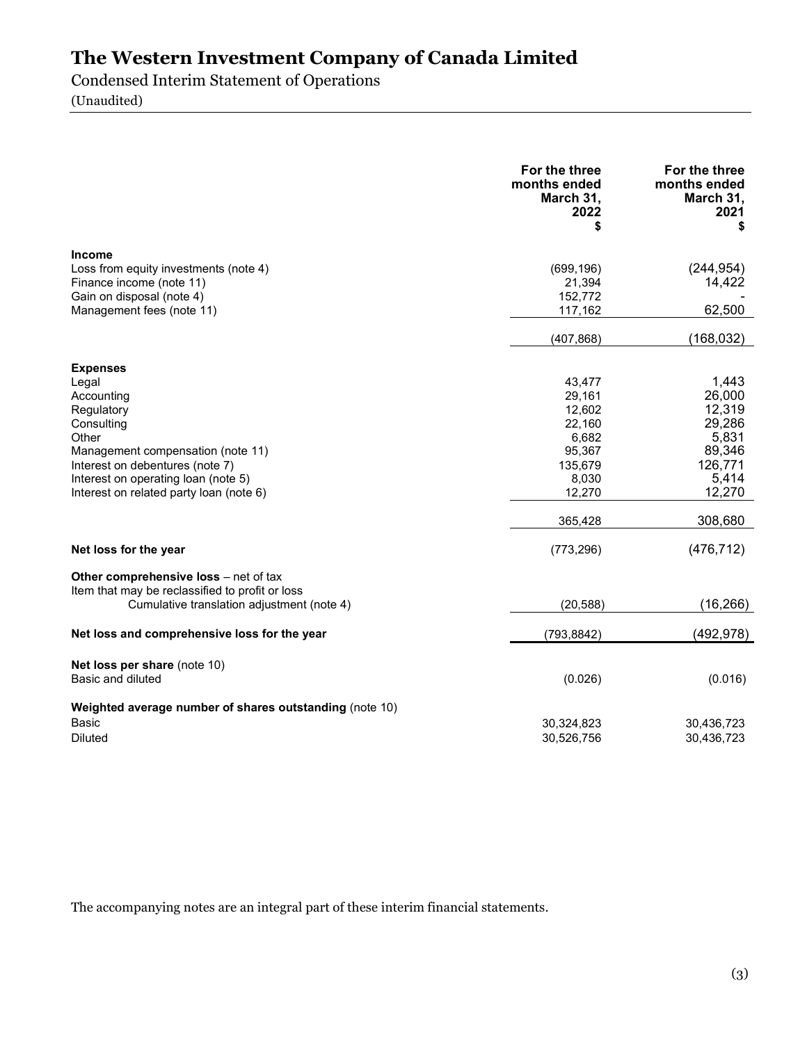# The Western Investment Company of Canada Limited

Condensed Interim Statement of Operations

(Unaudited)

| | For the three months ended March 31, 2022 $ | For the three months ended March 31, 2021 $ |
|---|---|---|
| **Income** | | |
| Loss from equity investments (note 4) | (699,196) | (244,954) |
| Finance income (note 11) | 21,394 | 14,422 |
| Gain on disposal (note 4) | 152,772 | - |
| Management fees (note 11) | 117,162 | 62,500 |
| | (407,868) | (168,032) |
| **Expenses** | | |
| Legal | 43,477 | 1,443 |
| Accounting | 29,161 | 26,000 |
| Regulatory | 12,602 | 12,319 |
| Consulting | 22,160 | 29,286 |
| Other | 6,682 | 5,831 |
| Management compensation (note 11) | 95,367 | 89,346 |
| Interest on debentures (note 7) | 135,679 | 126,771 |
| Interest on operating loan (note 5) | 8,030 | 5,414 |
| Interest on related party loan (note 6) | 12,270 | 12,270 |
| | 365,428 | 308,680 |
| **Net loss for the year** | (773,296) | (476,712) |
| **Other comprehensive loss** – net of tax | | |
| Item that may be reclassified to profit or loss | | |
| Cumulative translation adjustment (note 4) | (20,588) | (16,266) |
| **Net loss and comprehensive loss for the year** | (793,8842) | (492,978) |
| **Net loss per share** (note 10) | | |
| Basic and diluted | (0.026) | (0.016) |
| **Weighted average number of shares outstanding** (note 10) | | |
| Basic | 30,324,823 | 30,436,723 |
| Diluted | 30,526,756 | 30,436,723 |

The accompanying notes are an integral part of these interim financial statements.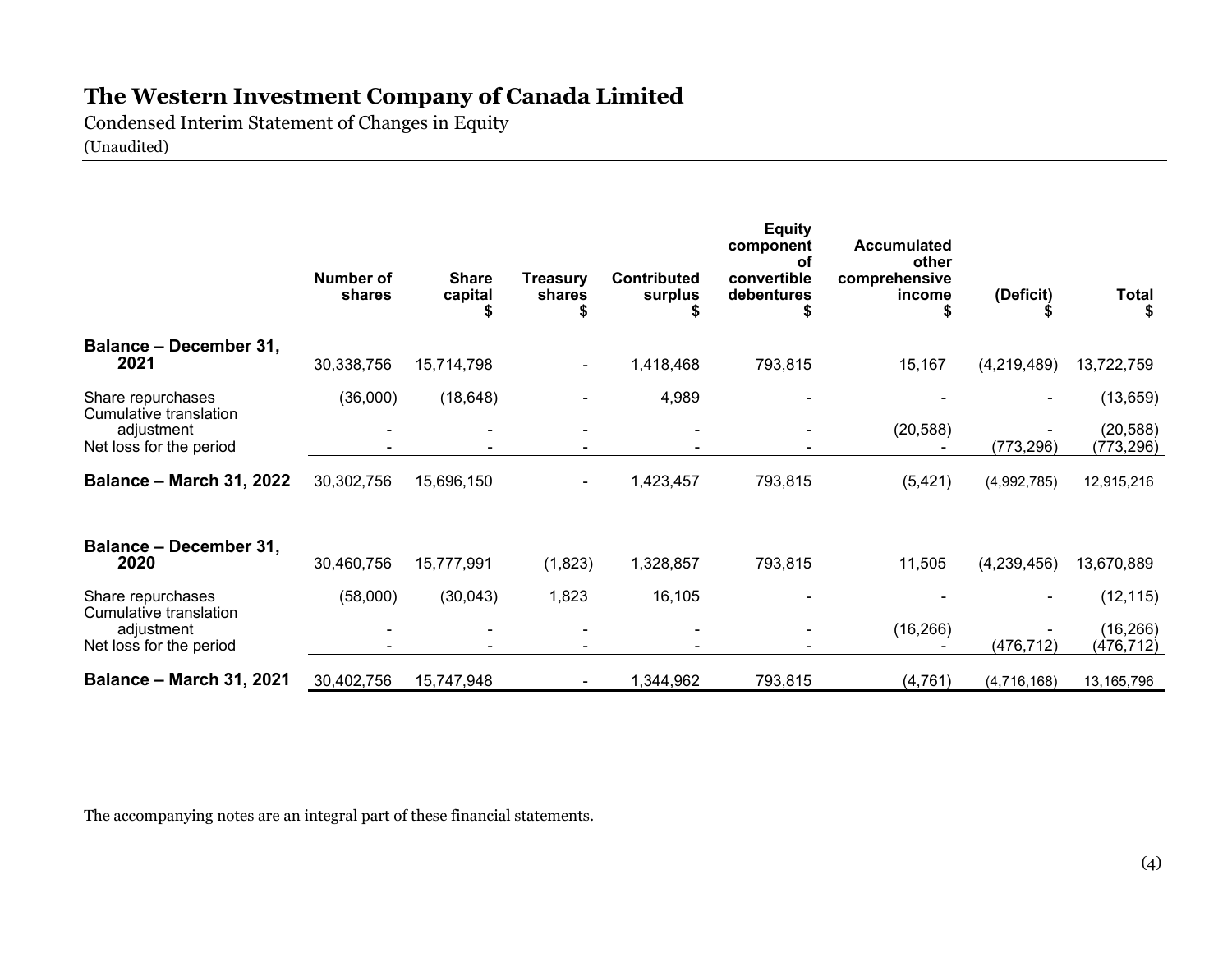# The Western Investment Company of Canada Limited

Condensed Interim Statement of Changes in Equity

(Unaudited)

| | Number of shares | Share capital $ | Treasury shares $ | Contributed surplus $ | Equity component of convertible debentures $ | Accumulated other comprehensive income $ | (Deficit) $ | Total $ |
|---|---|---|---|---|---|---|---|---|
| **Balance – December 31, 2021** | 30,338,756 | 15,714,798 | - | 1,418,468 | 793,815 | 15,167 | (4,219,489) | 13,722,759 |
| Share repurchases | (36,000) | (18,648) | - | 4,989 | - | - | - | (13,659) |
| Cumulative translation adjustment | - | - | - | - | - | (20,588) | - | (20,588) |
| Net loss for the period | - | - | - | - | - | - | (773,296) | (773,296) |
| **Balance – March 31, 2022** | 30,302,756 | 15,696,150 | - | 1,423,457 | 793,815 | (5,421) | (4,992,785) | 12,915,216 |
| | | | | | | | | |
| **Balance – December 31, 2020** | 30,460,756 | 15,777,991 | (1,823) | 1,328,857 | 793,815 | 11,505 | (4,239,456) | 13,670,889 |
| Share repurchases | (58,000) | (30,043) | 1,823 | 16,105 | - | - | - | (12,115) |
| Cumulative translation adjustment | - | - | - | - | - | (16,266) | - | (16,266) |
| Net loss for the period | - | - | - | - | - | - | (476,712) | (476,712) |
| **Balance – March 31, 2021** | 30,402,756 | 15,747,948 | - | 1,344,962 | 793,815 | (4,761) | (4,716,168) | 13,165,796 |

The accompanying notes are an integral part of these financial statements.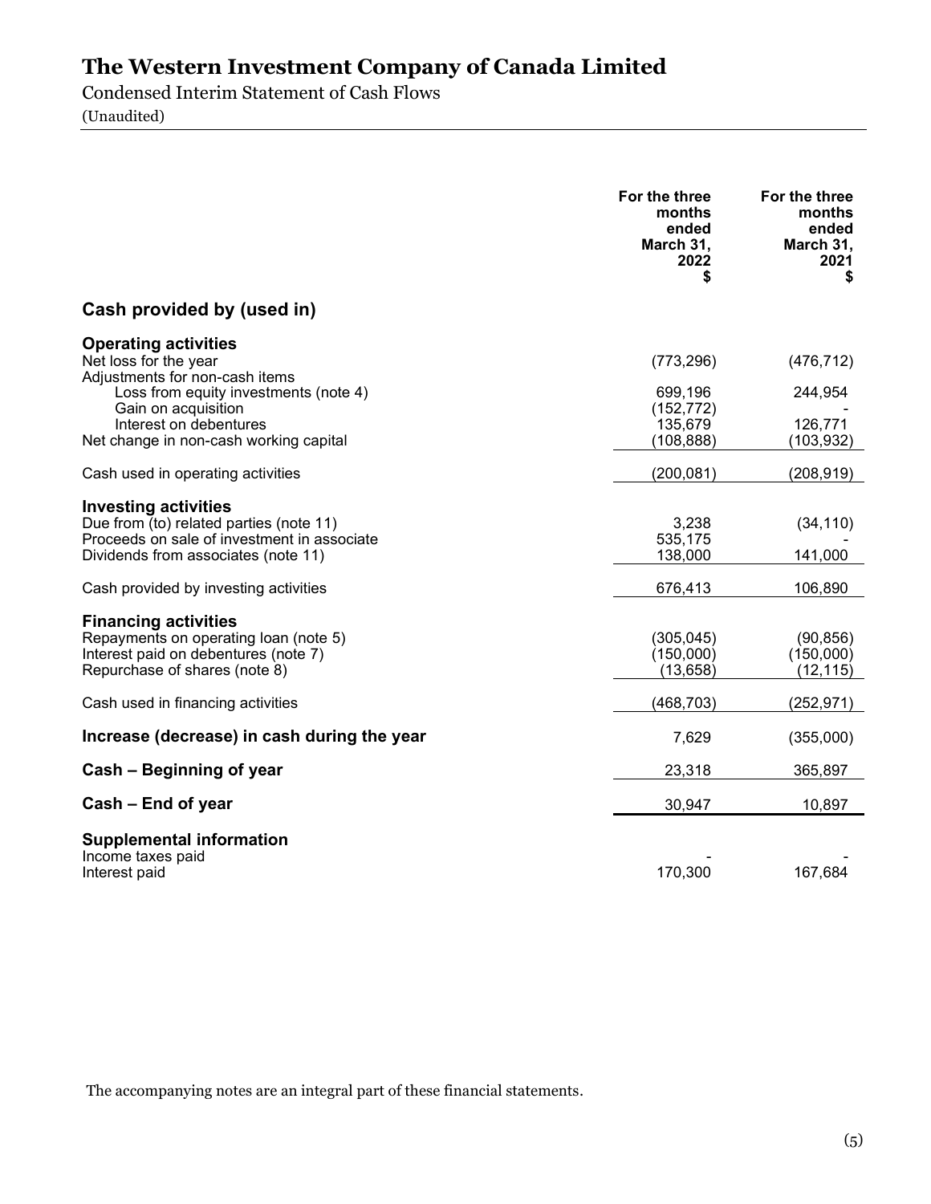# The Western Investment Company of Canada Limited

Condensed Interim Statement of Cash Flows

(Unaudited)

| | For the three months ended March 31, 2022 $ | For the three months ended March 31, 2021 $ |
|---|---|---|
| **Cash provided by (used in)** | | |
| **Operating activities** | | |
| Net loss for the year | (773,296) | (476,712) |
| Adjustments for non-cash items | | |
| Loss from equity investments (note 4) | 699,196 | 244,954 |
| Gain on acquisition | (152,772) | - |
| Interest on debentures | 135,679 | 126,771 |
| Net change in non-cash working capital | (108,888) | (103,932) |
| Cash used in operating activities | (200,081) | (208,919) |
| **Investing activities** | | |
| Due from (to) related parties (note 11) | 3,238 | (34,110) |
| Proceeds on sale of investment in associate | 535,175 | - |
| Dividends from associates (note 11) | 138,000 | 141,000 |
| Cash provided by investing activities | 676,413 | 106,890 |
| **Financing activities** | | |
| Repayments on operating loan (note 5) | (305,045) | (90,856) |
| Interest paid on debentures (note 7) | (150,000) | (150,000) |
| Repurchase of shares (note 8) | (13,658) | (12,115) |
| Cash used in financing activities | (468,703) | (252,971) |
| **Increase (decrease) in cash during the year** | 7,629 | (355,000) |
| **Cash – Beginning of year** | 23,318 | 365,897 |
| **Cash – End of year** | 30,947 | 10,897 |
| **Supplemental information** | | |
| Income taxes paid | - | - |
| Interest paid | 170,300 | 167,684 |

The accompanying notes are an integral part of these financial statements.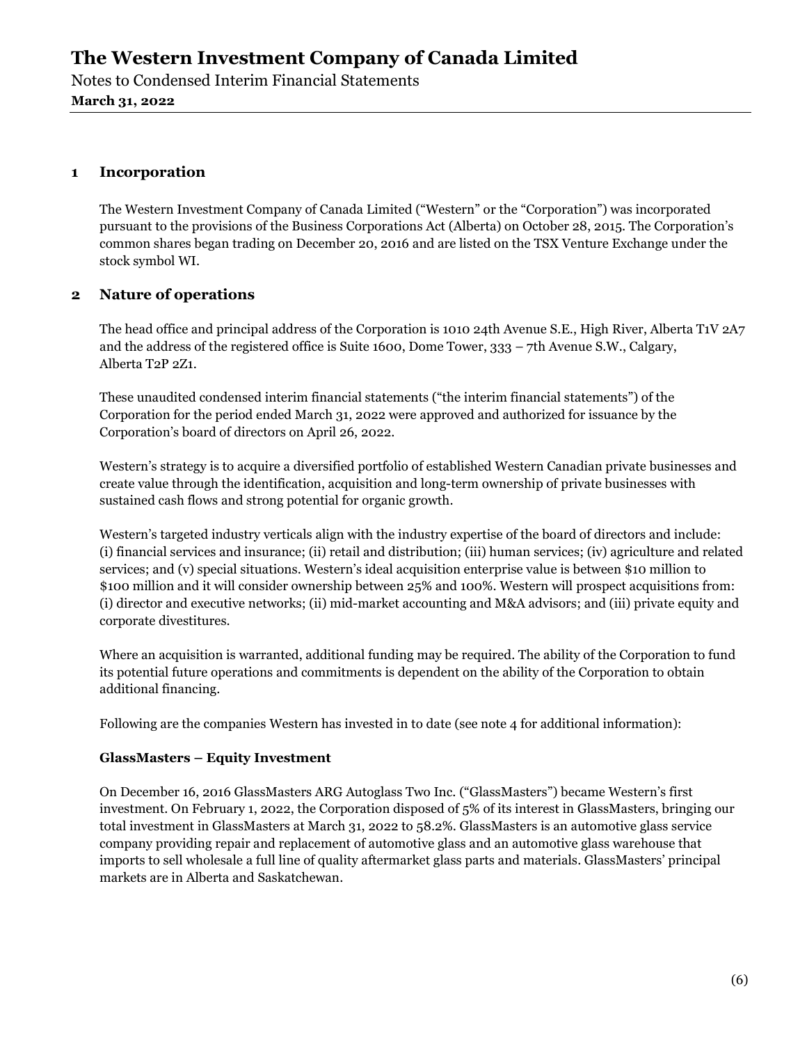## 1 Incorporation

The Western Investment Company of Canada Limited ("Western" or the "Corporation") was incorporated pursuant to the provisions of the Business Corporations Act (Alberta) on October 28, 2015. The Corporation's common shares began trading on December 20, 2016 and are listed on the TSX Venture Exchange under the stock symbol WI.

## 2 Nature of operations

The head office and principal address of the Corporation is 1010 24th Avenue S.E., High River, Alberta T1V 2A7 and the address of the registered office is Suite 1600, Dome Tower, 333 – 7th Avenue S.W., Calgary, Alberta T2P 2Z1.

These unaudited condensed interim financial statements ("the interim financial statements") of the Corporation for the period ended March 31, 2022 were approved and authorized for issuance by the Corporation's board of directors on April 26, 2022.

Western's strategy is to acquire a diversified portfolio of established Western Canadian private businesses and create value through the identification, acquisition and long-term ownership of private businesses with sustained cash flows and strong potential for organic growth.

Western's targeted industry verticals align with the industry expertise of the board of directors and include: (i) financial services and insurance; (ii) retail and distribution; (iii) human services; (iv) agriculture and related services; and (v) special situations. Western's ideal acquisition enterprise value is between $10 million to $100 million and it will consider ownership between 25% and 100%. Western will prospect acquisitions from: (i) director and executive networks; (ii) mid-market accounting and M&A advisors; and (iii) private equity and corporate divestitures.

Where an acquisition is warranted, additional funding may be required. The ability of the Corporation to fund its potential future operations and commitments is dependent on the ability of the Corporation to obtain additional financing.

Following are the companies Western has invested in to date (see note 4 for additional information):

**GlassMasters – Equity Investment**

On December 16, 2016 GlassMasters ARG Autoglass Two Inc. ("GlassMasters") became Western's first investment. On February 1, 2022, the Corporation disposed of 5% of its interest in GlassMasters, bringing our total investment in GlassMasters at March 31, 2022 to 58.2%. GlassMasters is an automotive glass service company providing repair and replacement of automotive glass and an automotive glass warehouse that imports to sell wholesale a full line of quality aftermarket glass parts and materials. GlassMasters' principal markets are in Alberta and Saskatchewan.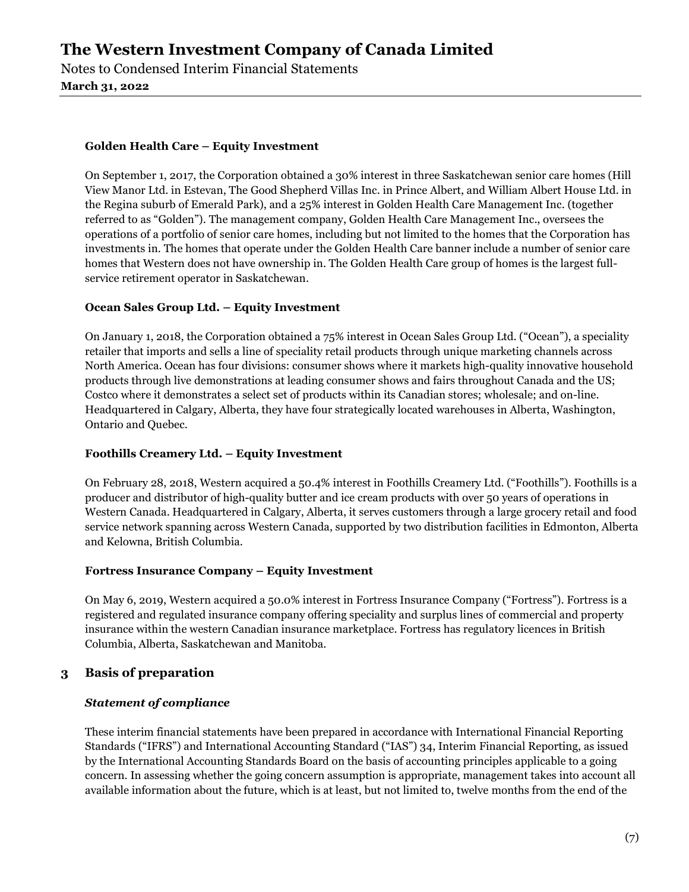**Golden Health Care – Equity Investment**

On September 1, 2017, the Corporation obtained a 30% interest in three Saskatchewan senior care homes (Hill View Manor Ltd. in Estevan, The Good Shepherd Villas Inc. in Prince Albert, and William Albert House Ltd. in the Regina suburb of Emerald Park), and a 25% interest in Golden Health Care Management Inc. (together referred to as "Golden"). The management company, Golden Health Care Management Inc., oversees the operations of a portfolio of senior care homes, including but not limited to the homes that the Corporation has investments in. The homes that operate under the Golden Health Care banner include a number of senior care homes that Western does not have ownership in. The Golden Health Care group of homes is the largest full-service retirement operator in Saskatchewan.

**Ocean Sales Group Ltd. – Equity Investment**

On January 1, 2018, the Corporation obtained a 75% interest in Ocean Sales Group Ltd. ("Ocean"), a speciality retailer that imports and sells a line of speciality retail products through unique marketing channels across North America. Ocean has four divisions: consumer shows where it markets high-quality innovative household products through live demonstrations at leading consumer shows and fairs throughout Canada and the US; Costco where it demonstrates a select set of products within its Canadian stores; wholesale; and on-line. Headquartered in Calgary, Alberta, they have four strategically located warehouses in Alberta, Washington, Ontario and Quebec.

**Foothills Creamery Ltd. – Equity Investment**

On February 28, 2018, Western acquired a 50.4% interest in Foothills Creamery Ltd. ("Foothills"). Foothills is a producer and distributor of high-quality butter and ice cream products with over 50 years of operations in Western Canada. Headquartered in Calgary, Alberta, it serves customers through a large grocery retail and food service network spanning across Western Canada, supported by two distribution facilities in Edmonton, Alberta and Kelowna, British Columbia.

**Fortress Insurance Company – Equity Investment**

On May 6, 2019, Western acquired a 50.0% interest in Fortress Insurance Company ("Fortress"). Fortress is a registered and regulated insurance company offering speciality and surplus lines of commercial and property insurance within the western Canadian insurance marketplace. Fortress has regulatory licences in British Columbia, Alberta, Saskatchewan and Manitoba.

## 3 Basis of preparation

***Statement of compliance***

These interim financial statements have been prepared in accordance with International Financial Reporting Standards ("IFRS") and International Accounting Standard ("IAS") 34, Interim Financial Reporting, as issued by the International Accounting Standards Board on the basis of accounting principles applicable to a going concern. In assessing whether the going concern assumption is appropriate, management takes into account all available information about the future, which is at least, but not limited to, twelve months from the end of the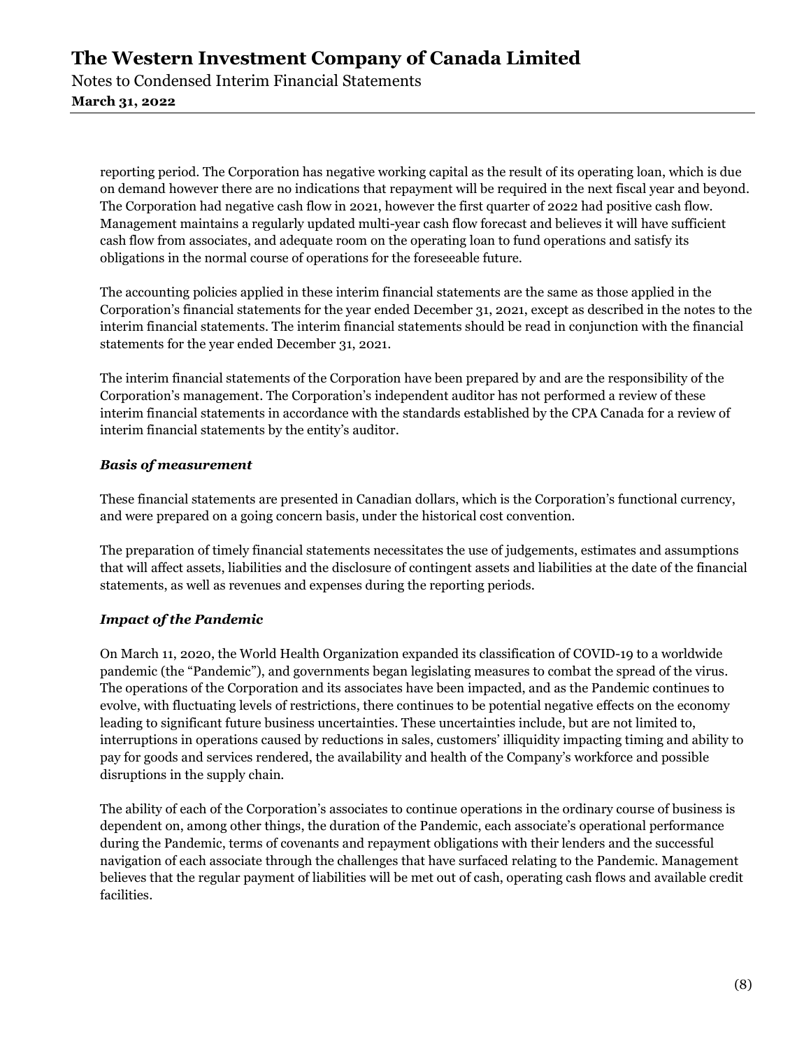reporting period. The Corporation has negative working capital as the result of its operating loan, which is due on demand however there are no indications that repayment will be required in the next fiscal year and beyond. The Corporation had negative cash flow in 2021, however the first quarter of 2022 had positive cash flow. Management maintains a regularly updated multi-year cash flow forecast and believes it will have sufficient cash flow from associates, and adequate room on the operating loan to fund operations and satisfy its obligations in the normal course of operations for the foreseeable future.

The accounting policies applied in these interim financial statements are the same as those applied in the Corporation's financial statements for the year ended December 31, 2021, except as described in the notes to the interim financial statements. The interim financial statements should be read in conjunction with the financial statements for the year ended December 31, 2021.

The interim financial statements of the Corporation have been prepared by and are the responsibility of the Corporation's management. The Corporation's independent auditor has not performed a review of these interim financial statements in accordance with the standards established by the CPA Canada for a review of interim financial statements by the entity's auditor.

***Basis of measurement***

These financial statements are presented in Canadian dollars, which is the Corporation's functional currency, and were prepared on a going concern basis, under the historical cost convention.

The preparation of timely financial statements necessitates the use of judgements, estimates and assumptions that will affect assets, liabilities and the disclosure of contingent assets and liabilities at the date of the financial statements, as well as revenues and expenses during the reporting periods.

***Impact of the Pandemic***

On March 11, 2020, the World Health Organization expanded its classification of COVID-19 to a worldwide pandemic (the "Pandemic"), and governments began legislating measures to combat the spread of the virus. The operations of the Corporation and its associates have been impacted, and as the Pandemic continues to evolve, with fluctuating levels of restrictions, there continues to be potential negative effects on the economy leading to significant future business uncertainties. These uncertainties include, but are not limited to, interruptions in operations caused by reductions in sales, customers' illiquidity impacting timing and ability to pay for goods and services rendered, the availability and health of the Company's workforce and possible disruptions in the supply chain.

The ability of each of the Corporation's associates to continue operations in the ordinary course of business is dependent on, among other things, the duration of the Pandemic, each associate's operational performance during the Pandemic, terms of covenants and repayment obligations with their lenders and the successful navigation of each associate through the challenges that have surfaced relating to the Pandemic. Management believes that the regular payment of liabilities will be met out of cash, operating cash flows and available credit facilities.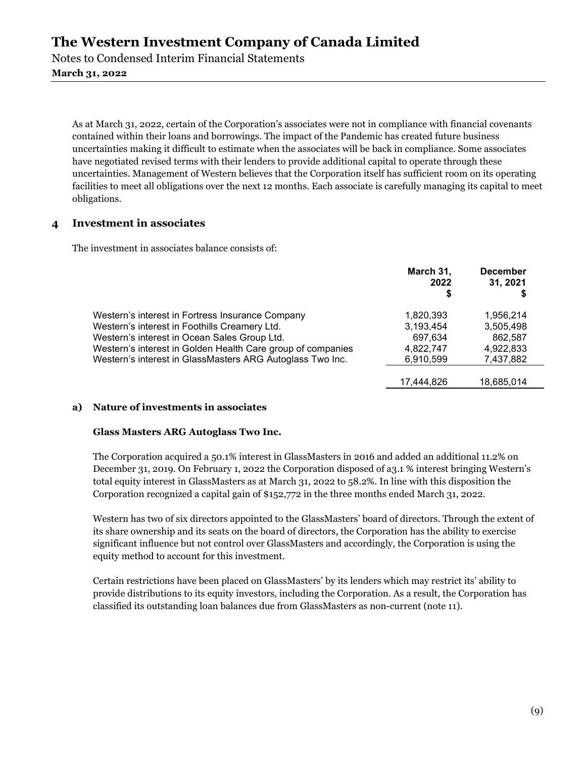As at March 31, 2022, certain of the Corporation's associates were not in compliance with financial covenants contained within their loans and borrowings. The impact of the Pandemic has created future business uncertainties making it difficult to estimate when the associates will be back in compliance. Some associates have negotiated revised terms with their lenders to provide additional capital to operate through these uncertainties. Management of Western believes that the Corporation itself has sufficient room on its operating facilities to meet all obligations over the next 12 months. Each associate is carefully managing its capital to meet obligations.

## 4 Investment in associates

The investment in associates balance consists of:

| | March 31, 2022 $ | December 31, 2021 $ |
|---|---|---|
| Western's interest in Fortress Insurance Company | 1,820,393 | 1,956,214 |
| Western's interest in Foothills Creamery Ltd. | 3,193,454 | 3,505,498 |
| Western's interest in Ocean Sales Group Ltd. | 697,634 | 862,587 |
| Western's interest in Golden Health Care group of companies | 4,822,747 | 4,922,833 |
| Western's interest in GlassMasters ARG Autoglass Two Inc. | 6,910,599 | 7,437,882 |
| | 17,444,826 | 18,685,014 |

### a) Nature of investments in associates

**Glass Masters ARG Autoglass Two Inc.**

The Corporation acquired a 50.1% interest in GlassMasters in 2016 and added an additional 11.2% on December 31, 2019. On February 1, 2022 the Corporation disposed of a3.1 % interest bringing Western's total equity interest in GlassMasters as at March 31, 2022 to 58.2%. In line with this disposition the Corporation recognized a capital gain of $152,772 in the three months ended March 31, 2022.

Western has two of six directors appointed to the GlassMasters' board of directors. Through the extent of its share ownership and its seats on the board of directors, the Corporation has the ability to exercise significant influence but not control over GlassMasters and accordingly, the Corporation is using the equity method to account for this investment.

Certain restrictions have been placed on GlassMasters' by its lenders which may restrict its' ability to provide distributions to its equity investors, including the Corporation. As a result, the Corporation has classified its outstanding loan balances due from GlassMasters as non-current (note 11).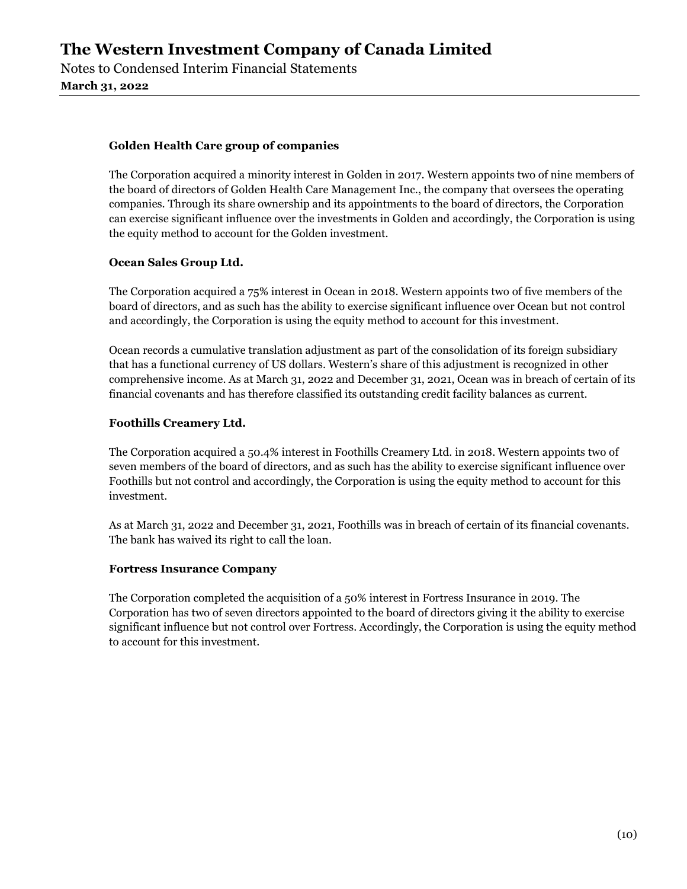### Golden Health Care group of companies

The Corporation acquired a minority interest in Golden in 2017. Western appoints two of nine members of the board of directors of Golden Health Care Management Inc., the company that oversees the operating companies. Through its share ownership and its appointments to the board of directors, the Corporation can exercise significant influence over the investments in Golden and accordingly, the Corporation is using the equity method to account for the Golden investment.

### Ocean Sales Group Ltd.

The Corporation acquired a 75% interest in Ocean in 2018. Western appoints two of five members of the board of directors, and as such has the ability to exercise significant influence over Ocean but not control and accordingly, the Corporation is using the equity method to account for this investment.

Ocean records a cumulative translation adjustment as part of the consolidation of its foreign subsidiary that has a functional currency of US dollars. Western's share of this adjustment is recognized in other comprehensive income. As at March 31, 2022 and December 31, 2021, Ocean was in breach of certain of its financial covenants and has therefore classified its outstanding credit facility balances as current.

### Foothills Creamery Ltd.

The Corporation acquired a 50.4% interest in Foothills Creamery Ltd. in 2018. Western appoints two of seven members of the board of directors, and as such has the ability to exercise significant influence over Foothills but not control and accordingly, the Corporation is using the equity method to account for this investment.

As at March 31, 2022 and December 31, 2021, Foothills was in breach of certain of its financial covenants. The bank has waived its right to call the loan.

### Fortress Insurance Company

The Corporation completed the acquisition of a 50% interest in Fortress Insurance in 2019. The Corporation has two of seven directors appointed to the board of directors giving it the ability to exercise significant influence but not control over Fortress. Accordingly, the Corporation is using the equity method to account for this investment.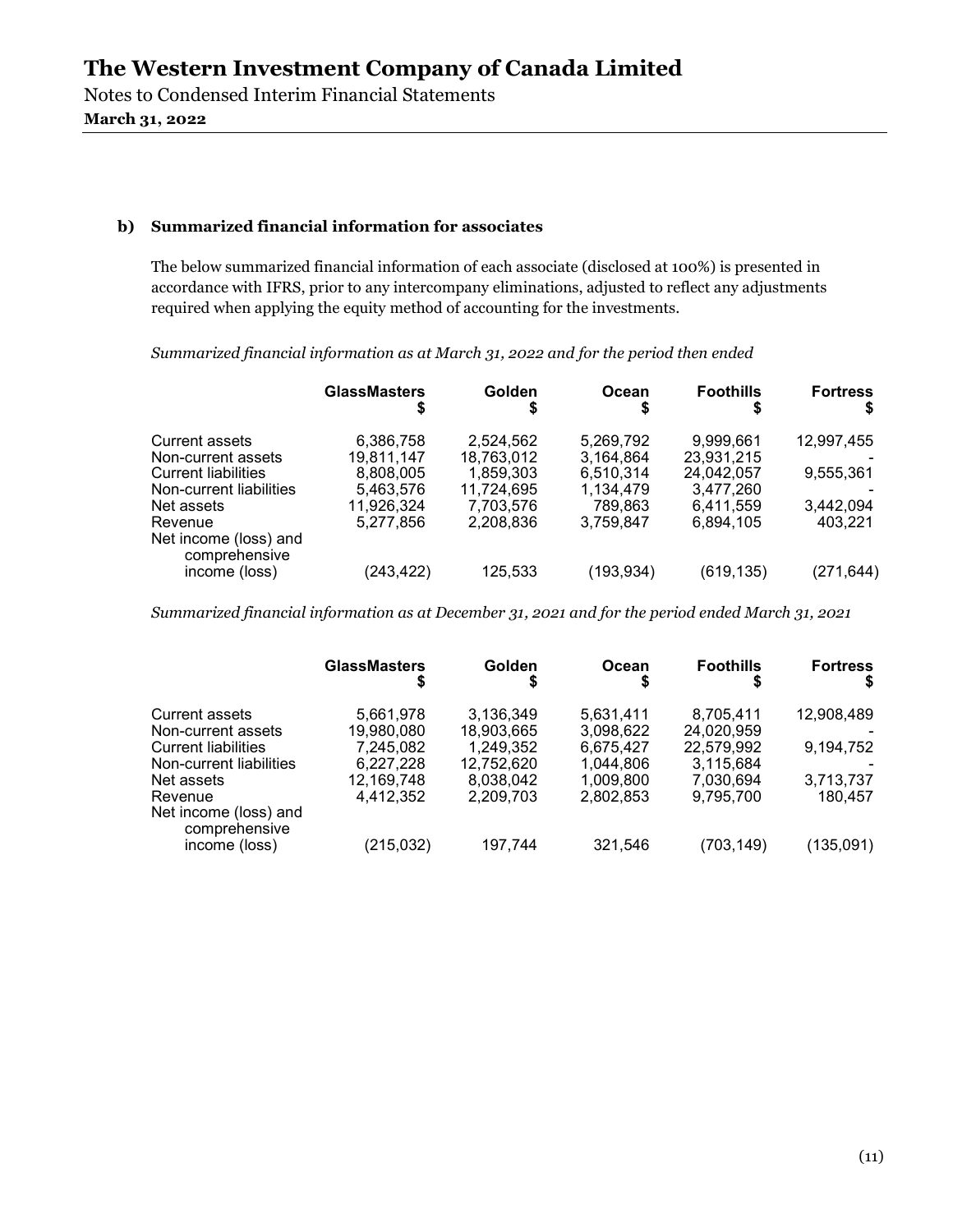### b) Summarized financial information for associates

The below summarized financial information of each associate (disclosed at 100%) is presented in accordance with IFRS, prior to any intercompany eliminations, adjusted to reflect any adjustments required when applying the equity method of accounting for the investments.

*Summarized financial information as at March 31, 2022 and for the period then ended*

| | GlassMasters $ | Golden $ | Ocean $ | Foothills $ | Fortress $ |
|---|---|---|---|---|---|
| Current assets | 6,386,758 | 2,524,562 | 5,269,792 | 9,999,661 | 12,997,455 |
| Non-current assets | 19,811,147 | 18,763,012 | 3,164,864 | 23,931,215 | - |
| Current liabilities | 8,808,005 | 1,859,303 | 6,510,314 | 24,042,057 | 9,555,361 |
| Non-current liabilities | 5,463,576 | 11,724,695 | 1,134,479 | 3,477,260 | - |
| Net assets | 11,926,324 | 7,703,576 | 789,863 | 6,411,559 | 3,442,094 |
| Revenue | 5,277,856 | 2,208,836 | 3,759,847 | 6,894,105 | 403,221 |
| Net income (loss) and comprehensive income (loss) | (243,422) | 125,533 | (193,934) | (619,135) | (271,644) |

*Summarized financial information as at December 31, 2021 and for the period ended March 31, 2021*

| | GlassMasters $ | Golden $ | Ocean $ | Foothills $ | Fortress $ |
|---|---|---|---|---|---|
| Current assets | 5,661,978 | 3,136,349 | 5,631,411 | 8,705,411 | 12,908,489 |
| Non-current assets | 19,980,080 | 18,903,665 | 3,098,622 | 24,020,959 | - |
| Current liabilities | 7,245,082 | 1,249,352 | 6,675,427 | 22,579,992 | 9,194,752 |
| Non-current liabilities | 6,227,228 | 12,752,620 | 1,044,806 | 3,115,684 | - |
| Net assets | 12,169,748 | 8,038,042 | 1,009,800 | 7,030,694 | 3,713,737 |
| Revenue | 4,412,352 | 2,209,703 | 2,802,853 | 9,795,700 | 180,457 |
| Net income (loss) and comprehensive income (loss) | (215,032) | 197,744 | 321,546 | (703,149) | (135,091) |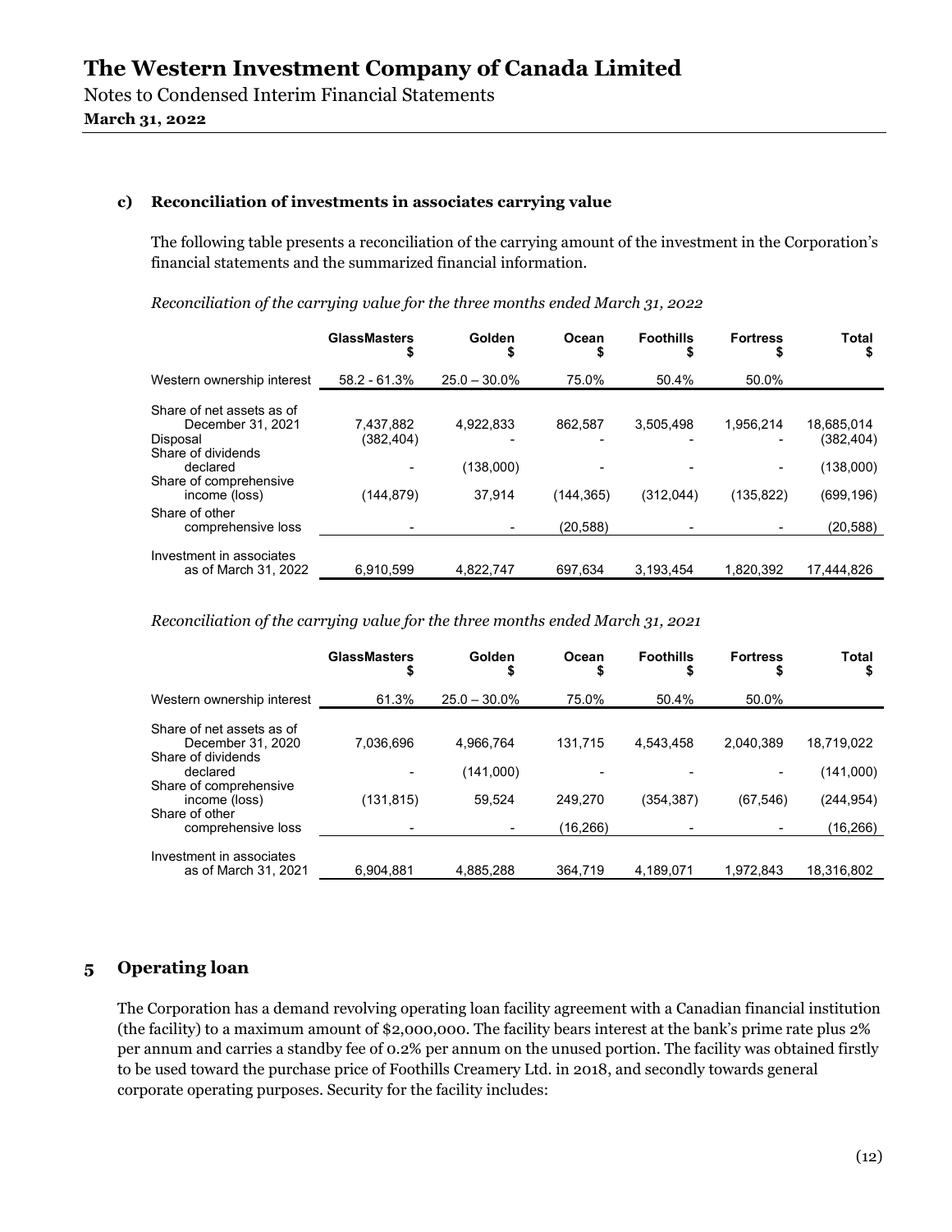#### c) Reconciliation of investments in associates carrying value

The following table presents a reconciliation of the carrying amount of the investment in the Corporation's financial statements and the summarized financial information.

*Reconciliation of the carrying value for the three months ended March 31, 2022*

| | GlassMasters $ | Golden $ | Ocean $ | Foothills $ | Fortress $ | Total $ |
|---|---|---|---|---|---|---|
| Western ownership interest | 58.2 - 61.3% | 25.0 – 30.0% | 75.0% | 50.4% | 50.0% | |
| Share of net assets as of December 31, 2021 | 7,437,882 | 4,922,833 | 862,587 | 3,505,498 | 1,956,214 | 18,685,014 |
| Disposal | (382,404) | - | - | - | - | (382,404) |
| Share of dividends declared | - | (138,000) | - | - | - | (138,000) |
| Share of comprehensive income (loss) | (144,879) | 37,914 | (144,365) | (312,044) | (135,822) | (699,196) |
| Share of other comprehensive loss | - | - | (20,588) | - | - | (20,588) |
| Investment in associates as of March 31, 2022 | 6,910,599 | 4,822,747 | 697,634 | 3,193,454 | 1,820,392 | 17,444,826 |

*Reconciliation of the carrying value for the three months ended March 31, 2021*

| | GlassMasters $ | Golden $ | Ocean $ | Foothills $ | Fortress $ | Total $ |
|---|---|---|---|---|---|---|
| Western ownership interest | 61.3% | 25.0 – 30.0% | 75.0% | 50.4% | 50.0% | |
| Share of net assets as of December 31, 2020 | 7,036,696 | 4,966,764 | 131,715 | 4,543,458 | 2,040,389 | 18,719,022 |
| Share of dividends declared | - | (141,000) | - | - | - | (141,000) |
| Share of comprehensive income (loss) | (131,815) | 59,524 | 249,270 | (354,387) | (67,546) | (244,954) |
| Share of other comprehensive loss | - | - | (16,266) | - | - | (16,266) |
| Investment in associates as of March 31, 2021 | 6,904,881 | 4,885,288 | 364,719 | 4,189,071 | 1,972,843 | 18,316,802 |

## 5 Operating loan

The Corporation has a demand revolving operating loan facility agreement with a Canadian financial institution (the facility) to a maximum amount of $2,000,000. The facility bears interest at the bank's prime rate plus 2% per annum and carries a standby fee of 0.2% per annum on the unused portion. The facility was obtained firstly to be used toward the purchase price of Foothills Creamery Ltd. in 2018, and secondly towards general corporate operating purposes. Security for the facility includes: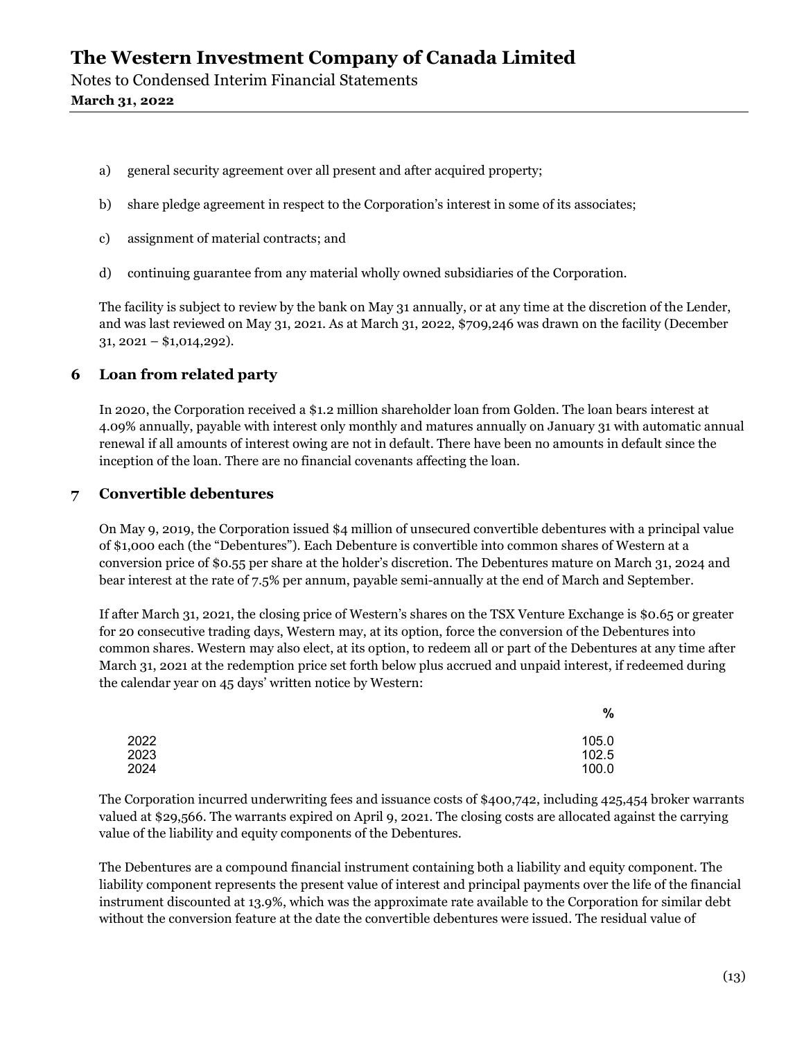a) general security agreement over all present and after acquired property;

b) share pledge agreement in respect to the Corporation's interest in some of its associates;

c) assignment of material contracts; and

d) continuing guarantee from any material wholly owned subsidiaries of the Corporation.

The facility is subject to review by the bank on May 31 annually, or at any time at the discretion of the Lender, and was last reviewed on May 31, 2021. As at March 31, 2022, $709,246 was drawn on the facility (December 31, 2021 – $1,014,292).

## 6 Loan from related party

In 2020, the Corporation received a $1.2 million shareholder loan from Golden. The loan bears interest at 4.09% annually, payable with interest only monthly and matures annually on January 31 with automatic annual renewal if all amounts of interest owing are not in default. There have been no amounts in default since the inception of the loan. There are no financial covenants affecting the loan.

## 7 Convertible debentures

On May 9, 2019, the Corporation issued $4 million of unsecured convertible debentures with a principal value of $1,000 each (the "Debentures"). Each Debenture is convertible into common shares of Western at a conversion price of $0.55 per share at the holder's discretion. The Debentures mature on March 31, 2024 and bear interest at the rate of 7.5% per annum, payable semi-annually at the end of March and September.

If after March 31, 2021, the closing price of Western's shares on the TSX Venture Exchange is $0.65 or greater for 20 consecutive trading days, Western may, at its option, force the conversion of the Debentures into common shares. Western may also elect, at its option, to redeem all or part of the Debentures at any time after March 31, 2021 at the redemption price set forth below plus accrued and unpaid interest, if redeemed during the calendar year on 45 days' written notice by Western:

| | % |
|---|---|
| 2022 | 105.0 |
| 2023 | 102.5 |
| 2024 | 100.0 |

The Corporation incurred underwriting fees and issuance costs of $400,742, including 425,454 broker warrants valued at $29,566. The warrants expired on April 9, 2021. The closing costs are allocated against the carrying value of the liability and equity components of the Debentures.

The Debentures are a compound financial instrument containing both a liability and equity component. The liability component represents the present value of interest and principal payments over the life of the financial instrument discounted at 13.9%, which was the approximate rate available to the Corporation for similar debt without the conversion feature at the date the convertible debentures were issued. The residual value of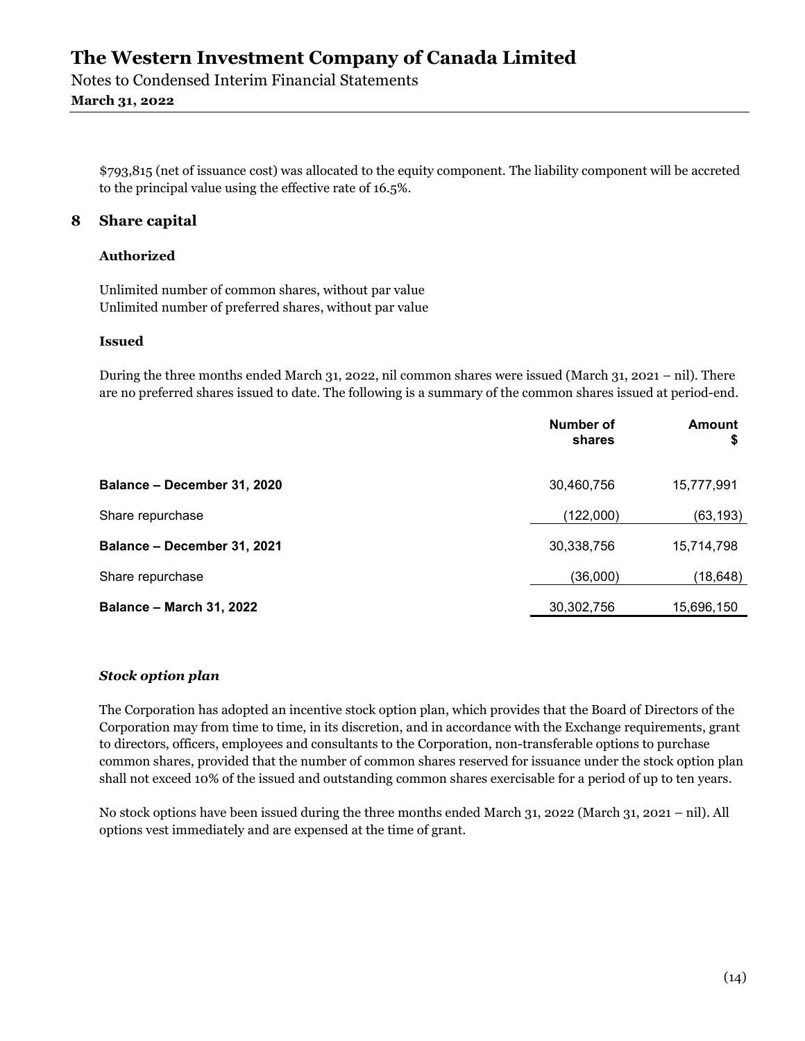$793,815 (net of issuance cost) was allocated to the equity component. The liability component will be accreted to the principal value using the effective rate of 16.5%.

## 8 Share capital

### Authorized

Unlimited number of common shares, without par value
Unlimited number of preferred shares, without par value

### Issued

During the three months ended March 31, 2022, nil common shares were issued (March 31, 2021 – nil). There are no preferred shares issued to date. The following is a summary of the common shares issued at period-end.

| | Number of shares | Amount $ |
|---|---|---|
| **Balance – December 31, 2020** | 30,460,756 | 15,777,991 |
| Share repurchase | (122,000) | (63,193) |
| **Balance – December 31, 2021** | 30,338,756 | 15,714,798 |
| Share repurchase | (36,000) | (18,648) |
| **Balance – March 31, 2022** | 30,302,756 | 15,696,150 |

### *Stock option plan*

The Corporation has adopted an incentive stock option plan, which provides that the Board of Directors of the Corporation may from time to time, in its discretion, and in accordance with the Exchange requirements, grant to directors, officers, employees and consultants to the Corporation, non-transferable options to purchase common shares, provided that the number of common shares reserved for issuance under the stock option plan shall not exceed 10% of the issued and outstanding common shares exercisable for a period of up to ten years.

No stock options have been issued during the three months ended March 31, 2022 (March 31, 2021 – nil). All options vest immediately and are expensed at the time of grant.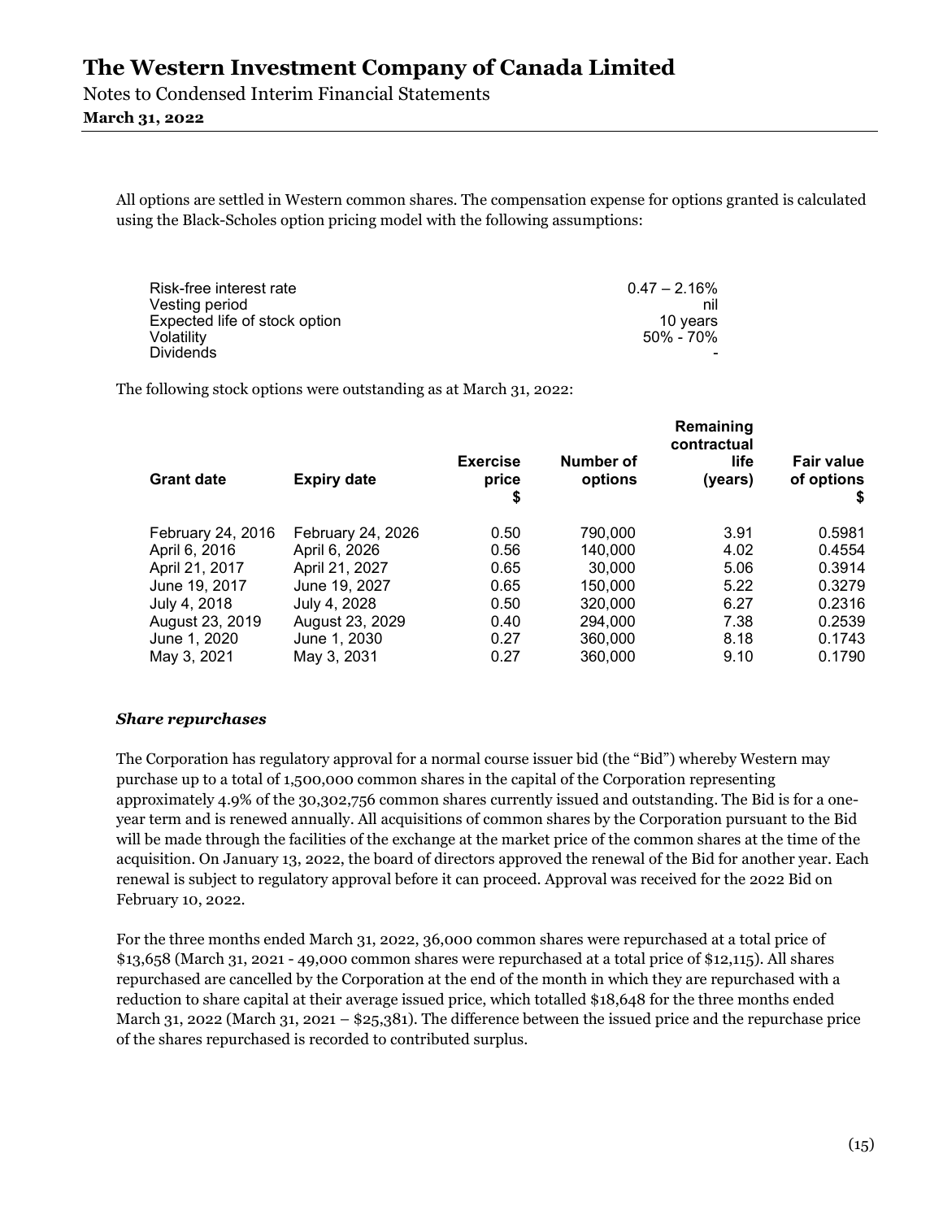All options are settled in Western common shares. The compensation expense for options granted is calculated using the Black-Scholes option pricing model with the following assumptions:

| | |
|---|---|
| Risk-free interest rate | 0.47 – 2.16% |
| Vesting period | nil |
| Expected life of stock option | 10 years |
| Volatility | 50% - 70% |
| Dividends | - |

The following stock options were outstanding as at March 31, 2022:

| Grant date | Expiry date | Exercise price $ | Number of options | Remaining contractual life (years) | Fair value of options $ |
|---|---|---|---|---|---|
| February 24, 2016 | February 24, 2026 | 0.50 | 790,000 | 3.91 | 0.5981 |
| April 6, 2016 | April 6, 2026 | 0.56 | 140,000 | 4.02 | 0.4554 |
| April 21, 2017 | April 21, 2027 | 0.65 | 30,000 | 5.06 | 0.3914 |
| June 19, 2017 | June 19, 2027 | 0.65 | 150,000 | 5.22 | 0.3279 |
| July 4, 2018 | July 4, 2028 | 0.50 | 320,000 | 6.27 | 0.2316 |
| August 23, 2019 | August 23, 2029 | 0.40 | 294,000 | 7.38 | 0.2539 |
| June 1, 2020 | June 1, 2030 | 0.27 | 360,000 | 8.18 | 0.1743 |
| May 3, 2021 | May 3, 2031 | 0.27 | 360,000 | 9.10 | 0.1790 |

***Share repurchases***

The Corporation has regulatory approval for a normal course issuer bid (the "Bid") whereby Western may purchase up to a total of 1,500,000 common shares in the capital of the Corporation representing approximately 4.9% of the 30,302,756 common shares currently issued and outstanding. The Bid is for a one-year term and is renewed annually. All acquisitions of common shares by the Corporation pursuant to the Bid will be made through the facilities of the exchange at the market price of the common shares at the time of the acquisition. On January 13, 2022, the board of directors approved the renewal of the Bid for another year. Each renewal is subject to regulatory approval before it can proceed. Approval was received for the 2022 Bid on February 10, 2022.

For the three months ended March 31, 2022, 36,000 common shares were repurchased at a total price of $13,658 (March 31, 2021 - 49,000 common shares were repurchased at a total price of $12,115). All shares repurchased are cancelled by the Corporation at the end of the month in which they are repurchased with a reduction to share capital at their average issued price, which totalled $18,648 for the three months ended March 31, 2022 (March 31, 2021 – $25,381). The difference between the issued price and the repurchase price of the shares repurchased is recorded to contributed surplus.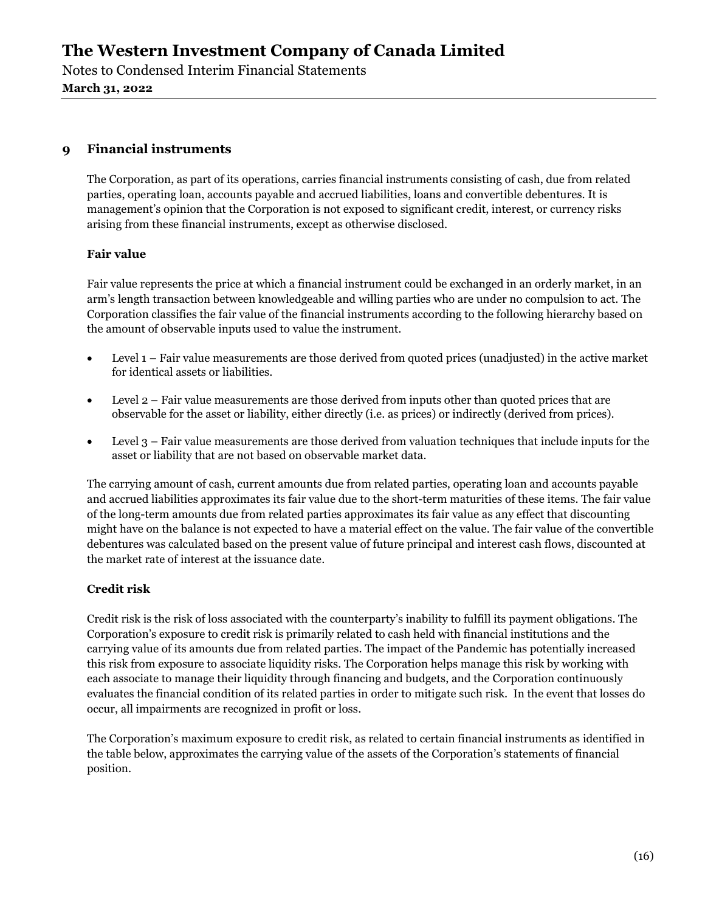## 9 Financial instruments

The Corporation, as part of its operations, carries financial instruments consisting of cash, due from related parties, operating loan, accounts payable and accrued liabilities, loans and convertible debentures. It is management's opinion that the Corporation is not exposed to significant credit, interest, or currency risks arising from these financial instruments, except as otherwise disclosed.

### Fair value

Fair value represents the price at which a financial instrument could be exchanged in an orderly market, in an arm's length transaction between knowledgeable and willing parties who are under no compulsion to act. The Corporation classifies the fair value of the financial instruments according to the following hierarchy based on the amount of observable inputs used to value the instrument.

- Level 1 – Fair value measurements are those derived from quoted prices (unadjusted) in the active market for identical assets or liabilities.
- Level 2 – Fair value measurements are those derived from inputs other than quoted prices that are observable for the asset or liability, either directly (i.e. as prices) or indirectly (derived from prices).
- Level 3 – Fair value measurements are those derived from valuation techniques that include inputs for the asset or liability that are not based on observable market data.

The carrying amount of cash, current amounts due from related parties, operating loan and accounts payable and accrued liabilities approximates its fair value due to the short-term maturities of these items. The fair value of the long-term amounts due from related parties approximates its fair value as any effect that discounting might have on the balance is not expected to have a material effect on the value. The fair value of the convertible debentures was calculated based on the present value of future principal and interest cash flows, discounted at the market rate of interest at the issuance date.

### Credit risk

Credit risk is the risk of loss associated with the counterparty's inability to fulfill its payment obligations. The Corporation's exposure to credit risk is primarily related to cash held with financial institutions and the carrying value of its amounts due from related parties. The impact of the Pandemic has potentially increased this risk from exposure to associate liquidity risks. The Corporation helps manage this risk by working with each associate to manage their liquidity through financing and budgets, and the Corporation continuously evaluates the financial condition of its related parties in order to mitigate such risk. In the event that losses do occur, all impairments are recognized in profit or loss.

The Corporation's maximum exposure to credit risk, as related to certain financial instruments as identified in the table below, approximates the carrying value of the assets of the Corporation's statements of financial position.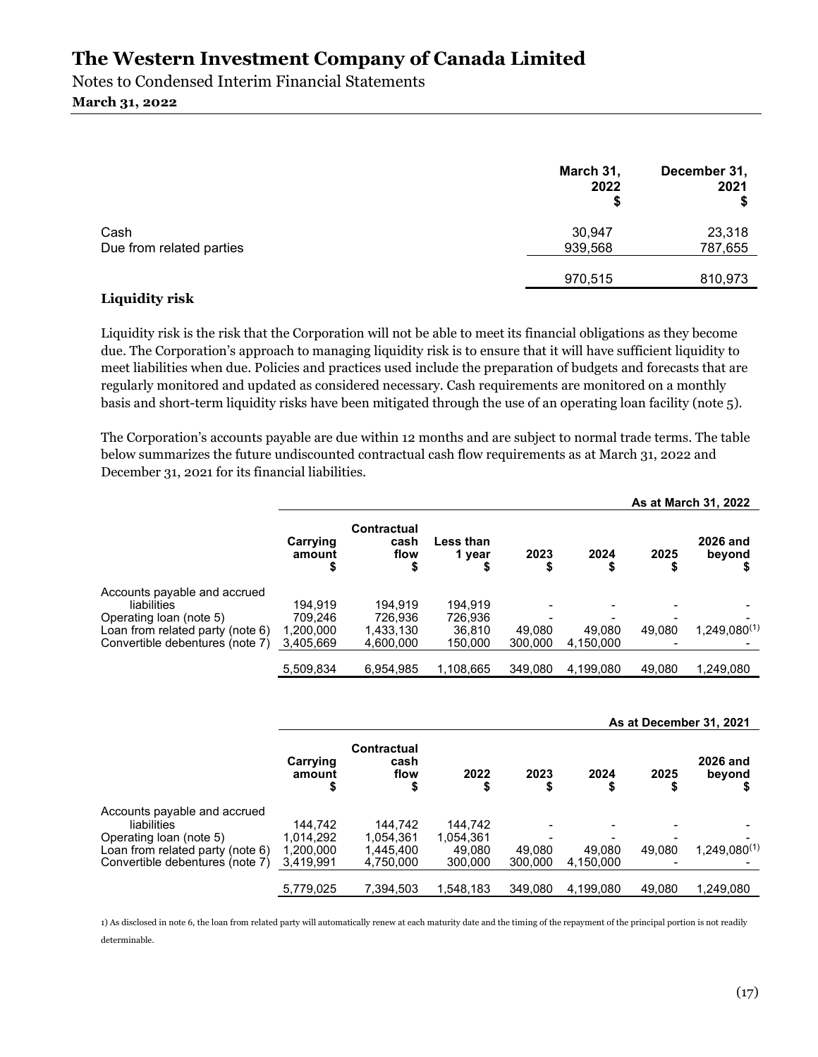|  | March 31, 2022 $ | December 31, 2021 $ |
|---|---|---|
| Cash | 30,947 | 23,318 |
| Due from related parties | 939,568 | 787,655 |
|  | 970,515 | 810,973 |

### Liquidity risk

Liquidity risk is the risk that the Corporation will not be able to meet its financial obligations as they become due. The Corporation's approach to managing liquidity risk is to ensure that it will have sufficient liquidity to meet liabilities when due. Policies and practices used include the preparation of budgets and forecasts that are regularly monitored and updated as considered necessary. Cash requirements are monitored on a monthly basis and short-term liquidity risks have been mitigated through the use of an operating loan facility (note 5).

The Corporation's accounts payable are due within 12 months and are subject to normal trade terms. The table below summarizes the future undiscounted contractual cash flow requirements as at March 31, 2022 and December 31, 2021 for its financial liabilities.

|  | As at March 31, 2022 | | | | | | |
|---|---|---|---|---|---|---|---|
|  | Carrying amount $ | Contractual cash flow $ | Less than 1 year $ | 2023 $ | 2024 $ | 2025 $ | 2026 and beyond $ |
| Accounts payable and accrued liabilities | 194,919 | 194,919 | 194,919 | - | - | - | - |
| Operating loan (note 5) | 709,246 | 726,936 | 726,936 | - | - | - | - |
| Loan from related party (note 6) | 1,200,000 | 1,433,130 | 36,810 | 49,080 | 49,080 | 49,080 | 1,249,080(1) |
| Convertible debentures (note 7) | 3,405,669 | 4,600,000 | 150,000 | 300,000 | 4,150,000 | - | - |
|  | 5,509,834 | 6,954,985 | 1,108,665 | 349,080 | 4,199,080 | 49,080 | 1,249,080 |

|  | As at December 31, 2021 | | | | | | |
|---|---|---|---|---|---|---|---|
|  | Carrying amount $ | Contractual cash flow $ | 2022 $ | 2023 $ | 2024 $ | 2025 $ | 2026 and beyond $ |
| Accounts payable and accrued liabilities | 144,742 | 144,742 | 144,742 | - | - | - | - |
| Operating loan (note 5) | 1,014,292 | 1,054,361 | 1,054,361 | - | - | - | - |
| Loan from related party (note 6) | 1,200,000 | 1,445,400 | 49,080 | 49,080 | 49,080 | 49,080 | 1,249,080(1) |
| Convertible debentures (note 7) | 3,419,991 | 4,750,000 | 300,000 | 300,000 | 4,150,000 | - | - |
|  | 5,779,025 | 7,394,503 | 1,548,183 | 349,080 | 4,199,080 | 49,080 | 1,249,080 |

1) As disclosed in note 6, the loan from related party will automatically renew at each maturity date and the timing of the repayment of the principal portion is not readily determinable.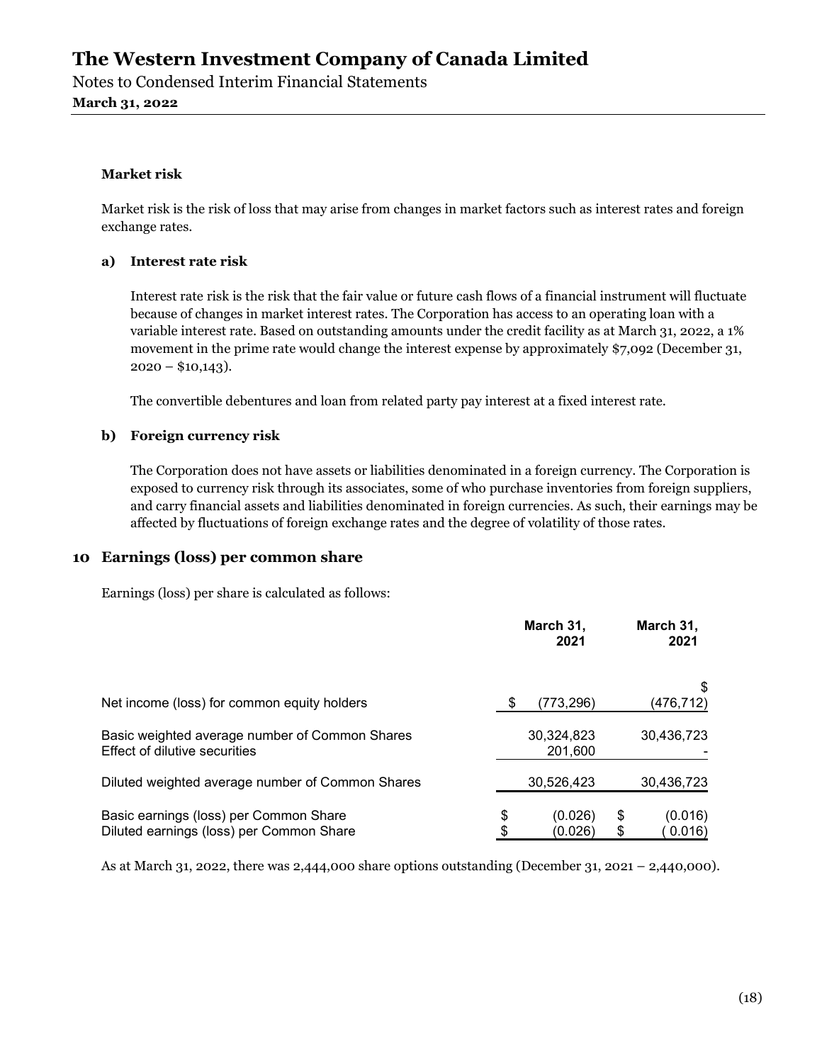**Market risk**

Market risk is the risk of loss that may arise from changes in market factors such as interest rates and foreign exchange rates.

**a) Interest rate risk**

Interest rate risk is the risk that the fair value or future cash flows of a financial instrument will fluctuate because of changes in market interest rates. The Corporation has access to an operating loan with a variable interest rate. Based on outstanding amounts under the credit facility as at March 31, 2022, a 1% movement in the prime rate would change the interest expense by approximately $7,092 (December 31, 2020 – $10,143).

The convertible debentures and loan from related party pay interest at a fixed interest rate.

**b) Foreign currency risk**

The Corporation does not have assets or liabilities denominated in a foreign currency. The Corporation is exposed to currency risk through its associates, some of who purchase inventories from foreign suppliers, and carry financial assets and liabilities denominated in foreign currencies. As such, their earnings may be affected by fluctuations of foreign exchange rates and the degree of volatility of those rates.

## 10 Earnings (loss) per common share

Earnings (loss) per share is calculated as follows:

| | March 31, 2021 | March 31, 2021 |
|---|---|---|
| Net income (loss) for common equity holders | $ (773,296) | $ (476,712) |
| Basic weighted average number of Common Shares | 30,324,823 | 30,436,723 |
| Effect of dilutive securities | 201,600 | - |
| Diluted weighted average number of Common Shares | 30,526,423 | 30,436,723 |
| Basic earnings (loss) per Common Share | $ (0.026) | $ (0.016) |
| Diluted earnings (loss) per Common Share | $ (0.026) | $ ( 0.016) |

As at March 31, 2022, there was 2,444,000 share options outstanding (December 31, 2021 – 2,440,000).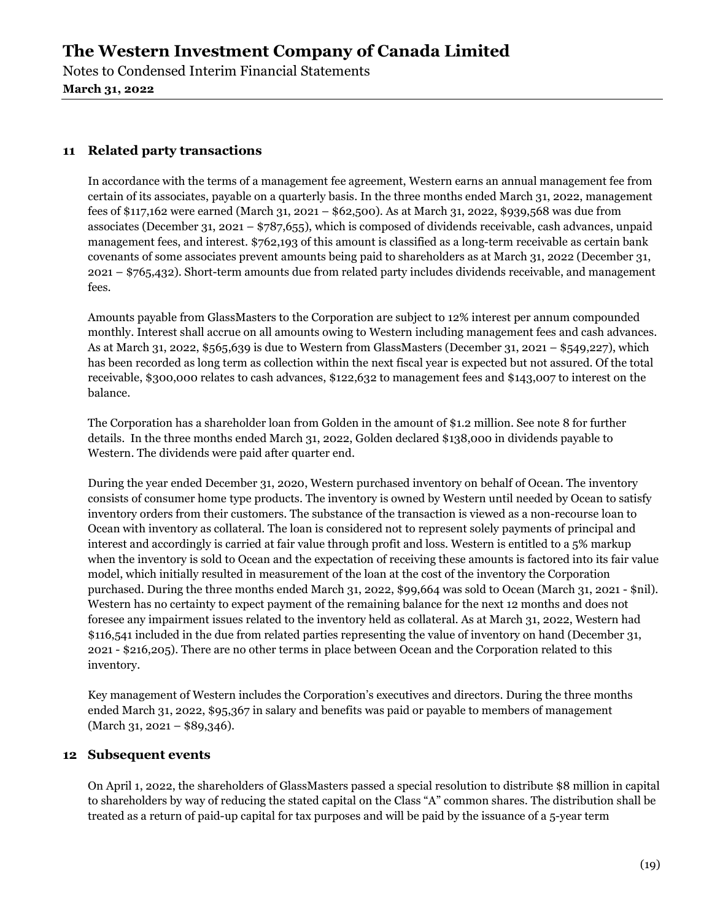## 11 Related party transactions

In accordance with the terms of a management fee agreement, Western earns an annual management fee from certain of its associates, payable on a quarterly basis. In the three months ended March 31, 2022, management fees of $117,162 were earned (March 31, 2021 – $62,500). As at March 31, 2022, $939,568 was due from associates (December 31, 2021 – $787,655), which is composed of dividends receivable, cash advances, unpaid management fees, and interest. $762,193 of this amount is classified as a long-term receivable as certain bank covenants of some associates prevent amounts being paid to shareholders as at March 31, 2022 (December 31, 2021 – $765,432). Short-term amounts due from related party includes dividends receivable, and management fees.

Amounts payable from GlassMasters to the Corporation are subject to 12% interest per annum compounded monthly. Interest shall accrue on all amounts owing to Western including management fees and cash advances. As at March 31, 2022, $565,639 is due to Western from GlassMasters (December 31, 2021 – $549,227), which has been recorded as long term as collection within the next fiscal year is expected but not assured. Of the total receivable, $300,000 relates to cash advances, $122,632 to management fees and $143,007 to interest on the balance.

The Corporation has a shareholder loan from Golden in the amount of $1.2 million. See note 8 for further details. In the three months ended March 31, 2022, Golden declared $138,000 in dividends payable to Western. The dividends were paid after quarter end.

During the year ended December 31, 2020, Western purchased inventory on behalf of Ocean. The inventory consists of consumer home type products. The inventory is owned by Western until needed by Ocean to satisfy inventory orders from their customers. The substance of the transaction is viewed as a non-recourse loan to Ocean with inventory as collateral. The loan is considered not to represent solely payments of principal and interest and accordingly is carried at fair value through profit and loss. Western is entitled to a 5% markup when the inventory is sold to Ocean and the expectation of receiving these amounts is factored into its fair value model, which initially resulted in measurement of the loan at the cost of the inventory the Corporation purchased. During the three months ended March 31, 2022, $99,664 was sold to Ocean (March 31, 2021 - $nil). Western has no certainty to expect payment of the remaining balance for the next 12 months and does not foresee any impairment issues related to the inventory held as collateral. As at March 31, 2022, Western had $116,541 included in the due from related parties representing the value of inventory on hand (December 31, 2021 - $216,205). There are no other terms in place between Ocean and the Corporation related to this inventory.

Key management of Western includes the Corporation's executives and directors. During the three months ended March 31, 2022, $95,367 in salary and benefits was paid or payable to members of management (March 31, 2021 – $89,346).

## 12 Subsequent events

On April 1, 2022, the shareholders of GlassMasters passed a special resolution to distribute $8 million in capital to shareholders by way of reducing the stated capital on the Class "A" common shares. The distribution shall be treated as a return of paid-up capital for tax purposes and will be paid by the issuance of a 5-year term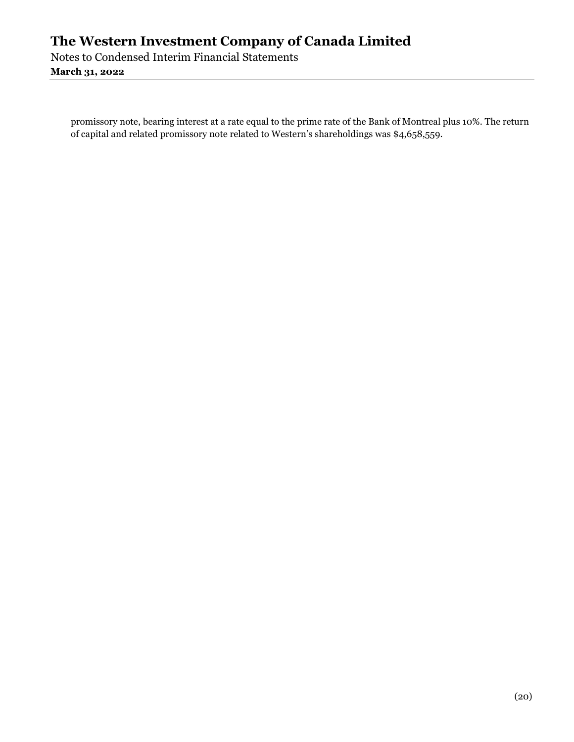promissory note, bearing interest at a rate equal to the prime rate of the Bank of Montreal plus 10%. The return of capital and related promissory note related to Western's shareholdings was $4,658,559.